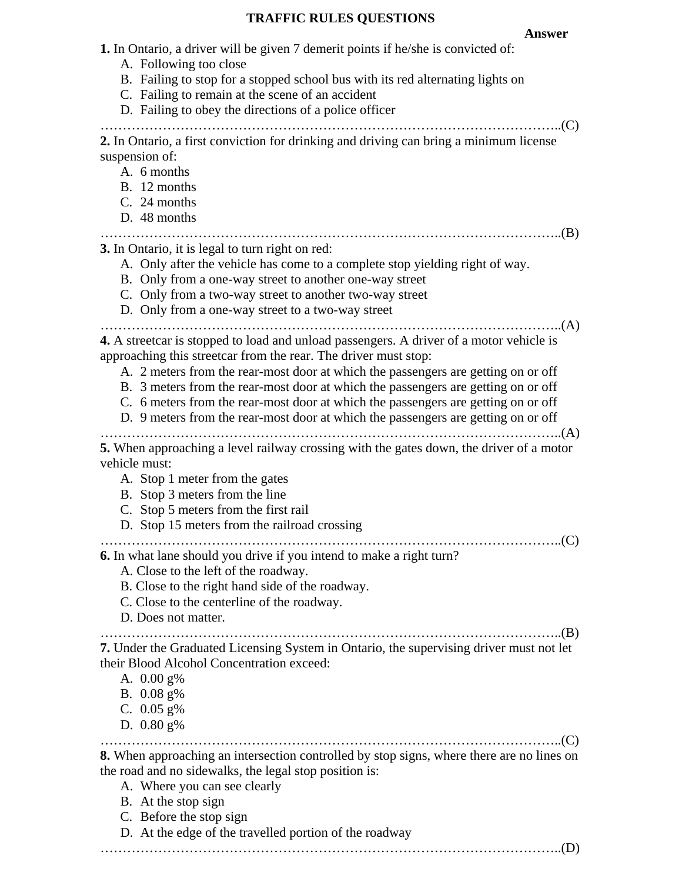# TRAFFIC RULES QUESTIONS

**Answer**

**1.** In Ontario, a driver will be given 7 demerit points if he/she is convicted of:

A. Following too close
B. Failing to stop for a stopped school bus with its red alternating lights on
C. Failing to remain at the scene of an accident
D. Failing to obey the directions of a police officer

…………………………………………………………………………………………..(C)

**2.** In Ontario, a first conviction for drinking and driving can bring a minimum license suspension of:

A. 6 months
B. 12 months
C. 24 months
D. 48 months

…………………………………………………………………………………………..(B)

**3.** In Ontario, it is legal to turn right on red:

A. Only after the vehicle has come to a complete stop yielding right of way.
B. Only from a one-way street to another one-way street
C. Only from a two-way street to another two-way street
D. Only from a one-way street to a two-way street

…………………………………………………………………………………………..(A)

**4.** A streetcar is stopped to load and unload passengers. A driver of a motor vehicle is approaching this streetcar from the rear. The driver must stop:

A. 2 meters from the rear-most door at which the passengers are getting on or off
B. 3 meters from the rear-most door at which the passengers are getting on or off
C. 6 meters from the rear-most door at which the passengers are getting on or off
D. 9 meters from the rear-most door at which the passengers are getting on or off

…………………………………………………………………………………………..(A)

**5.** When approaching a level railway crossing with the gates down, the driver of a motor vehicle must:

A. Stop 1 meter from the gates
B. Stop 3 meters from the line
C. Stop 5 meters from the first rail
D. Stop 15 meters from the railroad crossing

…………………………………………………………………………………………..(C)

**6.** In what lane should you drive if you intend to make a right turn?

A. Close to the left of the roadway.
B. Close to the right hand side of the roadway.
C. Close to the centerline of the roadway.
D. Does not matter.

…………………………………………………………………………………………..(B)

**7.** Under the Graduated Licensing System in Ontario, the supervising driver must not let their Blood Alcohol Concentration exceed:

A. 0.00 g%
B. 0.08 g%
C. 0.05 g%
D. 0.80 g%

…………………………………………………………………………………………..(C)

**8.** When approaching an intersection controlled by stop signs, where there are no lines on the road and no sidewalks, the legal stop position is:

A. Where you can see clearly
B. At the stop sign
C. Before the stop sign
D. At the edge of the travelled portion of the roadway

…………………………………………………………………………………………..(D)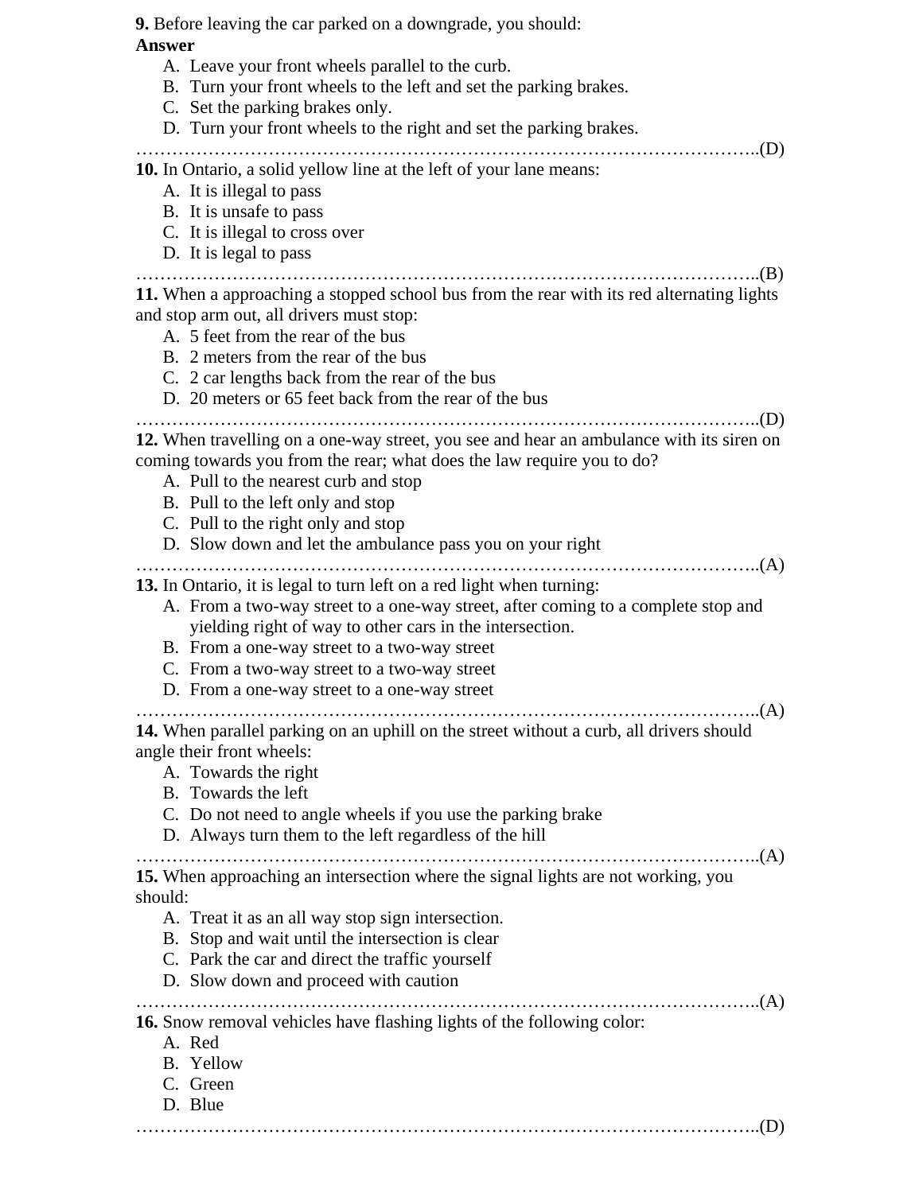**9.** Before leaving the car parked on a downgrade, you should:
**Answer**

A. Leave your front wheels parallel to the curb.
B. Turn your front wheels to the left and set the parking brakes.
C. Set the parking brakes only.
D. Turn your front wheels to the right and set the parking brakes.

…………………………………………………………………………………………..(D)

**10.** In Ontario, a solid yellow line at the left of your lane means:

A. It is illegal to pass
B. It is unsafe to pass
C. It is illegal to cross over
D. It is legal to pass

…………………………………………………………………………………………..(B)

**11.** When a approaching a stopped school bus from the rear with its red alternating lights and stop arm out, all drivers must stop:

A. 5 feet from the rear of the bus
B. 2 meters from the rear of the bus
C. 2 car lengths back from the rear of the bus
D. 20 meters or 65 feet back from the rear of the bus

…………………………………………………………………………………………..(D)

**12.** When travelling on a one-way street, you see and hear an ambulance with its siren on coming towards you from the rear; what does the law require you to do?

A. Pull to the nearest curb and stop
B. Pull to the left only and stop
C. Pull to the right only and stop
D. Slow down and let the ambulance pass you on your right

…………………………………………………………………………………………..(A)

**13.** In Ontario, it is legal to turn left on a red light when turning:

A. From a two-way street to a one-way street, after coming to a complete stop and yielding right of way to other cars in the intersection.
B. From a one-way street to a two-way street
C. From a two-way street to a two-way street
D. From a one-way street to a one-way street

…………………………………………………………………………………………..(A)

**14.** When parallel parking on an uphill on the street without a curb, all drivers should angle their front wheels:

A. Towards the right
B. Towards the left
C. Do not need to angle wheels if you use the parking brake
D. Always turn them to the left regardless of the hill

…………………………………………………………………………………………..(A)

**15.** When approaching an intersection where the signal lights are not working, you should:

A. Treat it as an all way stop sign intersection.
B. Stop and wait until the intersection is clear
C. Park the car and direct the traffic yourself
D. Slow down and proceed with caution

…………………………………………………………………………………………..(A)

**16.** Snow removal vehicles have flashing lights of the following color:

A. Red
B. Yellow
C. Green
D. Blue

…………………………………………………………………………………………..(D)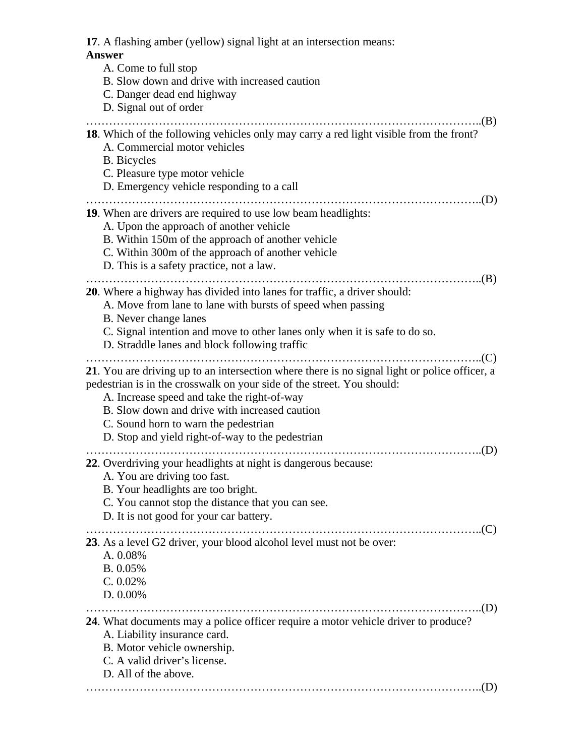**17**. A flashing amber (yellow) signal light at an intersection means:
**Answer**

A. Come to full stop
B. Slow down and drive with increased caution
C. Danger dead end highway
D. Signal out of order

………………………………………………………………………………………..(B)

**18**. Which of the following vehicles only may carry a red light visible from the front?

A. Commercial motor vehicles
B. Bicycles
C. Pleasure type motor vehicle
D. Emergency vehicle responding to a call

………………………………………………………………………………………..(D)

**19**. When are drivers are required to use low beam headlights:

A. Upon the approach of another vehicle
B. Within 150m of the approach of another vehicle
C. Within 300m of the approach of another vehicle
D. This is a safety practice, not a law.

………………………………………………………………………………………..(B)

**20**. Where a highway has divided into lanes for traffic, a driver should:

A. Move from lane to lane with bursts of speed when passing
B. Never change lanes
C. Signal intention and move to other lanes only when it is safe to do so.
D. Straddle lanes and block following traffic

………………………………………………………………………………………..(C)

**21**. You are driving up to an intersection where there is no signal light or police officer, a pedestrian is in the crosswalk on your side of the street. You should:

A. Increase speed and take the right-of-way
B. Slow down and drive with increased caution
C. Sound horn to warn the pedestrian
D. Stop and yield right-of-way to the pedestrian

………………………………………………………………………………………..(D)

**22**. Overdriving your headlights at night is dangerous because:

A. You are driving too fast.
B. Your headlights are too bright.
C. You cannot stop the distance that you can see.
D. It is not good for your car battery.

………………………………………………………………………………………..(C)

**23**. As a level G2 driver, your blood alcohol level must not be over:

A. 0.08%
B. 0.05%
C. 0.02%
D. 0.00%

………………………………………………………………………………………..(D)

**24**. What documents may a police officer require a motor vehicle driver to produce?

A. Liability insurance card.
B. Motor vehicle ownership.
C. A valid driver's license.
D. All of the above.

………………………………………………………………………………………..(D)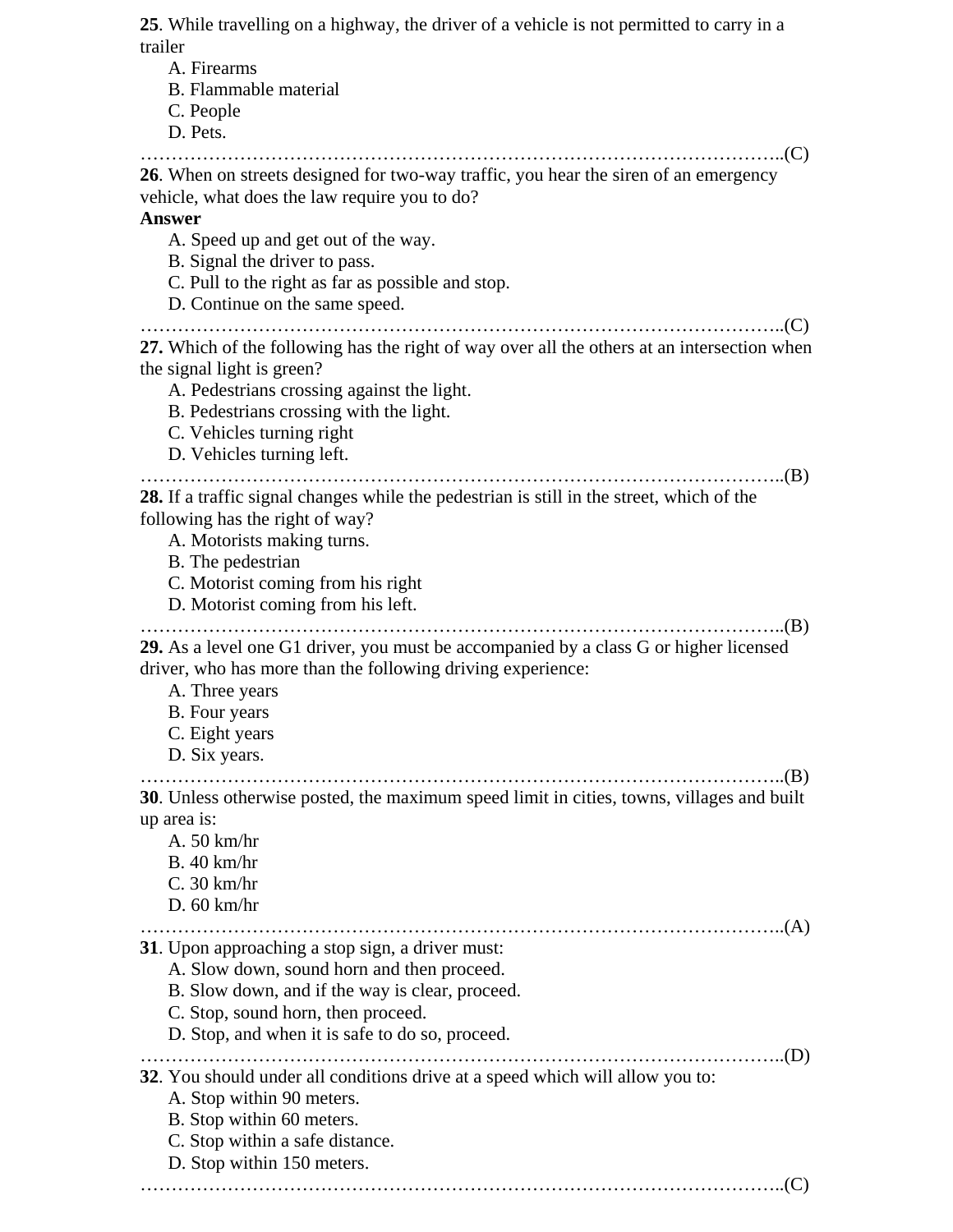**25**. While travelling on a highway, the driver of a vehicle is not permitted to carry in a trailer

A. Firearms
B. Flammable material
C. People
D. Pets.

………………………………………………………………………………………..(C)

**26**. When on streets designed for two-way traffic, you hear the siren of an emergency vehicle, what does the law require you to do?

**Answer**

A. Speed up and get out of the way.
B. Signal the driver to pass.
C. Pull to the right as far as possible and stop.
D. Continue on the same speed.

………………………………………………………………………………………..(C)

**27.** Which of the following has the right of way over all the others at an intersection when the signal light is green?

A. Pedestrians crossing against the light.
B. Pedestrians crossing with the light.
C. Vehicles turning right
D. Vehicles turning left.

………………………………………………………………………………………..(B)

**28.** If a traffic signal changes while the pedestrian is still in the street, which of the following has the right of way?

A. Motorists making turns.
B. The pedestrian
C. Motorist coming from his right
D. Motorist coming from his left.

………………………………………………………………………………………..(B)

**29.** As a level one G1 driver, you must be accompanied by a class G or higher licensed driver, who has more than the following driving experience:

A. Three years
B. Four years
C. Eight years
D. Six years.

………………………………………………………………………………………..(B)

**30**. Unless otherwise posted, the maximum speed limit in cities, towns, villages and built up area is:

A. 50 km/hr
B. 40 km/hr
C. 30 km/hr
D. 60 km/hr

………………………………………………………………………………………..(A)

**31**. Upon approaching a stop sign, a driver must:

A. Slow down, sound horn and then proceed.
B. Slow down, and if the way is clear, proceed.
C. Stop, sound horn, then proceed.
D. Stop, and when it is safe to do so, proceed.

………………………………………………………………………………………..(D)

**32**. You should under all conditions drive at a speed which will allow you to:

A. Stop within 90 meters.
B. Stop within 60 meters.
C. Stop within a safe distance.
D. Stop within 150 meters.

………………………………………………………………………………………..(C)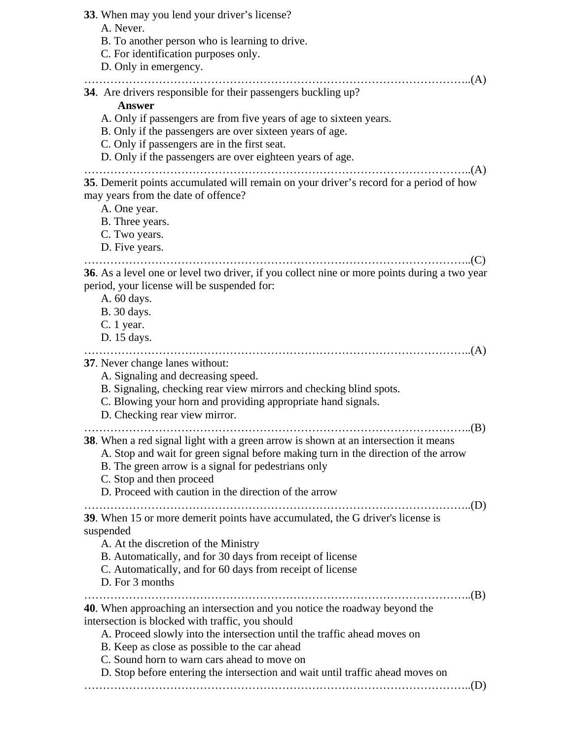**33**. When may you lend your driver's license?

A. Never.
B. To another person who is learning to drive.
C. For identification purposes only.
D. Only in emergency.

………………………………………………………………………………………..(A)

**34**. Are drivers responsible for their passengers buckling up?

**Answer**

A. Only if passengers are from five years of age to sixteen years.
B. Only if the passengers are over sixteen years of age.
C. Only if passengers are in the first seat.
D. Only if the passengers are over eighteen years of age.

………………………………………………………………………………………..(A)

**35**. Demerit points accumulated will remain on your driver's record for a period of how may years from the date of offence?

A. One year.
B. Three years.
C. Two years.
D. Five years.

………………………………………………………………………………………..(C)

**36**. As a level one or level two driver, if you collect nine or more points during a two year period, your license will be suspended for:

A. 60 days.
B. 30 days.
C. 1 year.
D. 15 days.

………………………………………………………………………………………..(A)

**37**. Never change lanes without:

A. Signaling and decreasing speed.
B. Signaling, checking rear view mirrors and checking blind spots.
C. Blowing your horn and providing appropriate hand signals.
D. Checking rear view mirror.

………………………………………………………………………………………..(B)

**38**. When a red signal light with a green arrow is shown at an intersection it means

A. Stop and wait for green signal before making turn in the direction of the arrow
B. The green arrow is a signal for pedestrians only
C. Stop and then proceed
D. Proceed with caution in the direction of the arrow

………………………………………………………………………………………..(D)

**39**. When 15 or more demerit points have accumulated, the G driver's license is suspended

A. At the discretion of the Ministry
B. Automatically, and for 30 days from receipt of license
C. Automatically, and for 60 days from receipt of license
D. For 3 months

………………………………………………………………………………………..(B)

**40**. When approaching an intersection and you notice the roadway beyond the intersection is blocked with traffic, you should

A. Proceed slowly into the intersection until the traffic ahead moves on
B. Keep as close as possible to the car ahead
C. Sound horn to warn cars ahead to move on
D. Stop before entering the intersection and wait until traffic ahead moves on

………………………………………………………………………………………..(D)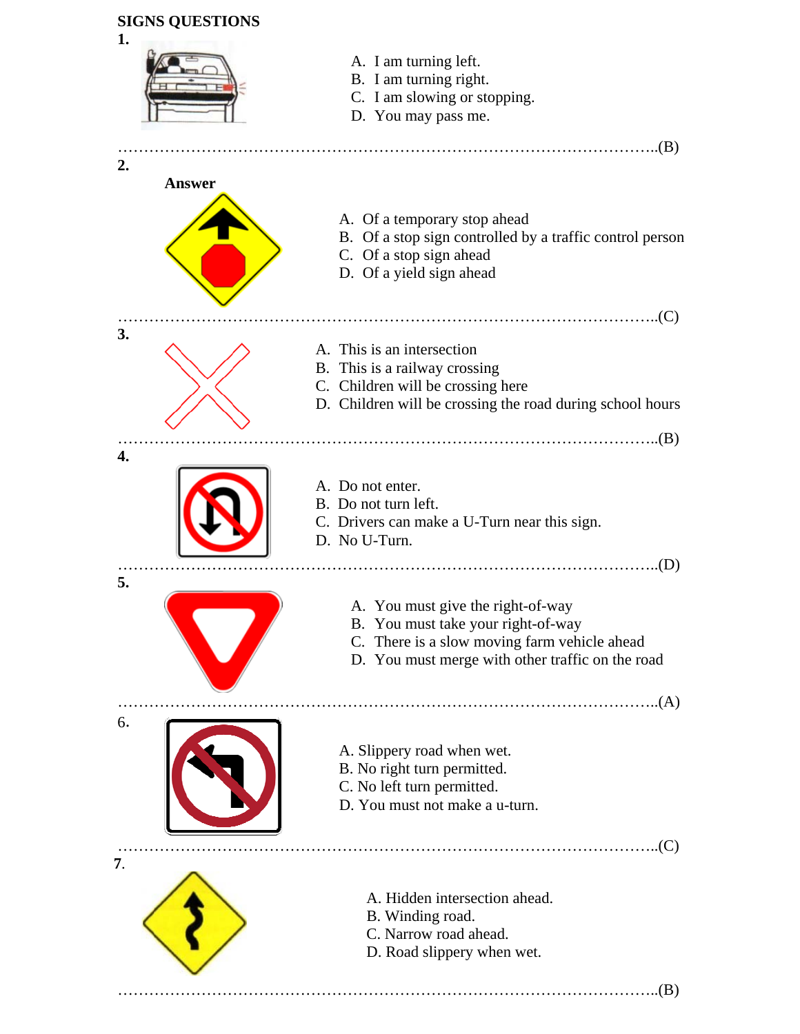**SIGNS QUESTIONS**

**1.**

A. I am turning left.
B. I am turning right.
C. I am slowing or stopping.
D. You may pass me.

……………………………………………………………………………………………..(B)

**2.**

**Answer**

A. Of a temporary stop ahead
B. Of a stop sign controlled by a traffic control person
C. Of a stop sign ahead
D. Of a yield sign ahead

……………………………………………………………………………………………..(C)

**3.**

A. This is an intersection
B. This is a railway crossing
C. Children will be crossing here
D. Children will be crossing the road during school hours

……………………………………………………………………………………………..(B)

**4.**

A. Do not enter.
B. Do not turn left.
C. Drivers can make a U-Turn near this sign.
D. No U-Turn.

……………………………………………………………………………………………..(D)

**5.**

A. You must give the right-of-way
B. You must take your right-of-way
C. There is a slow moving farm vehicle ahead
D. You must merge with other traffic on the road

……………………………………………………………………………………………..(A)

6.

A. Slippery road when wet.
B. No right turn permitted.
C. No left turn permitted.
D. You must not make a u-turn.

……………………………………………………………………………………………..(C)

**7**.

A. Hidden intersection ahead.
B. Winding road.
C. Narrow road ahead.
D. Road slippery when wet.

……………………………………………………………………………………………..(B)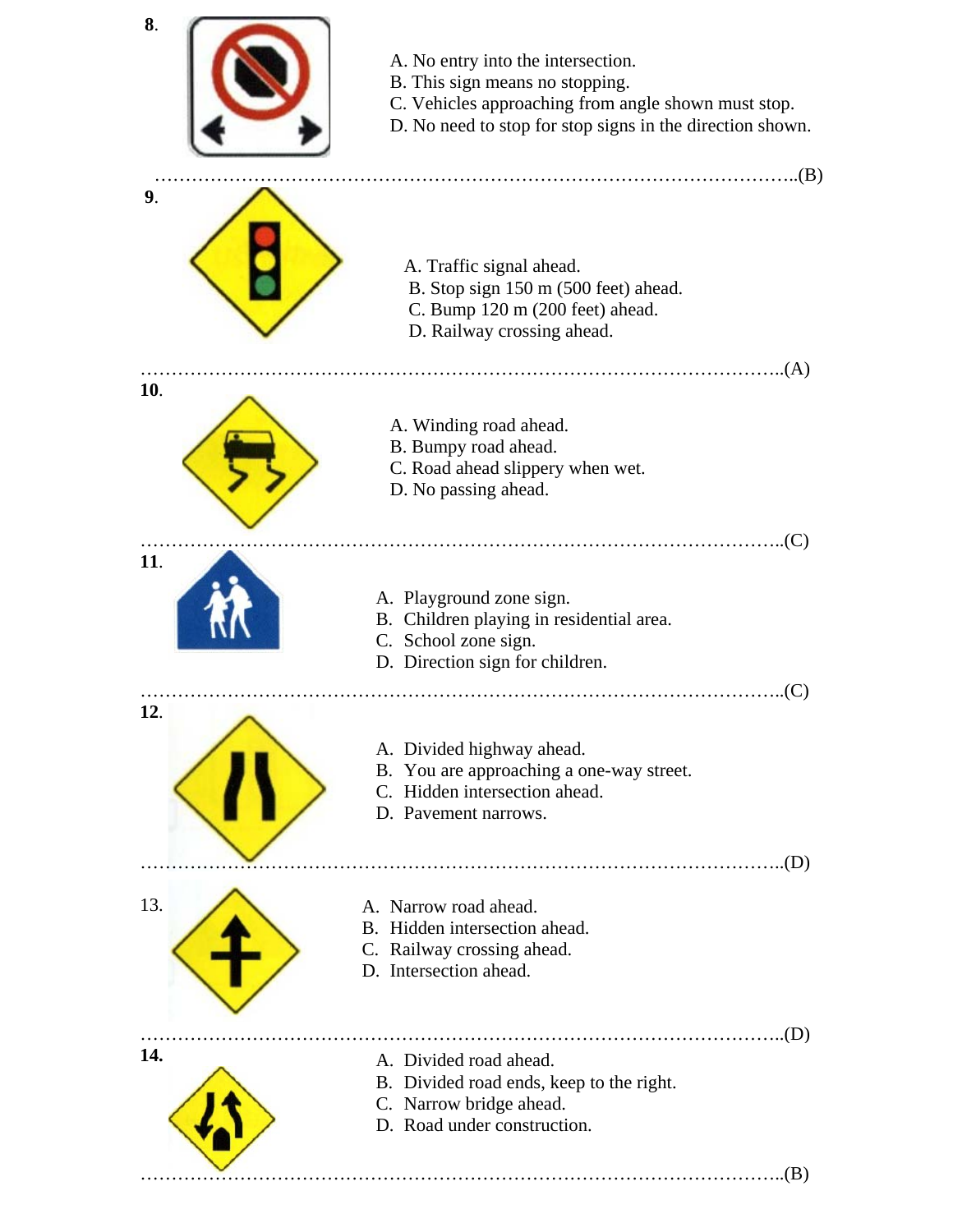**8.**

A. No entry into the intersection.
B. This sign means no stopping.
C. Vehicles approaching from angle shown must stop.
D. No need to stop for stop signs in the direction shown.

……………………………………………………………………………………………..(B)

**9.**

A. Traffic signal ahead.
B. Stop sign 150 m (500 feet) ahead.
C. Bump 120 m (200 feet) ahead.
D. Railway crossing ahead.

……………………………………………………………………………………………..(A)

**10.**

A. Winding road ahead.
B. Bumpy road ahead.
C. Road ahead slippery when wet.
D. No passing ahead.

……………………………………………………………………………………………..(C)

**11.**

A. Playground zone sign.
B. Children playing in residential area.
C. School zone sign.
D. Direction sign for children.

……………………………………………………………………………………………..(C)

**12.**

A. Divided highway ahead.
B. You are approaching a one-way street.
C. Hidden intersection ahead.
D. Pavement narrows.

……………………………………………………………………………………………..(D)

13.

A. Narrow road ahead.
B. Hidden intersection ahead.
C. Railway crossing ahead.
D. Intersection ahead.

……………………………………………………………………………………………..(D)

**14.**

A. Divided road ahead.
B. Divided road ends, keep to the right.
C. Narrow bridge ahead.
D. Road under construction.

……………………………………………………………………………………………..(B)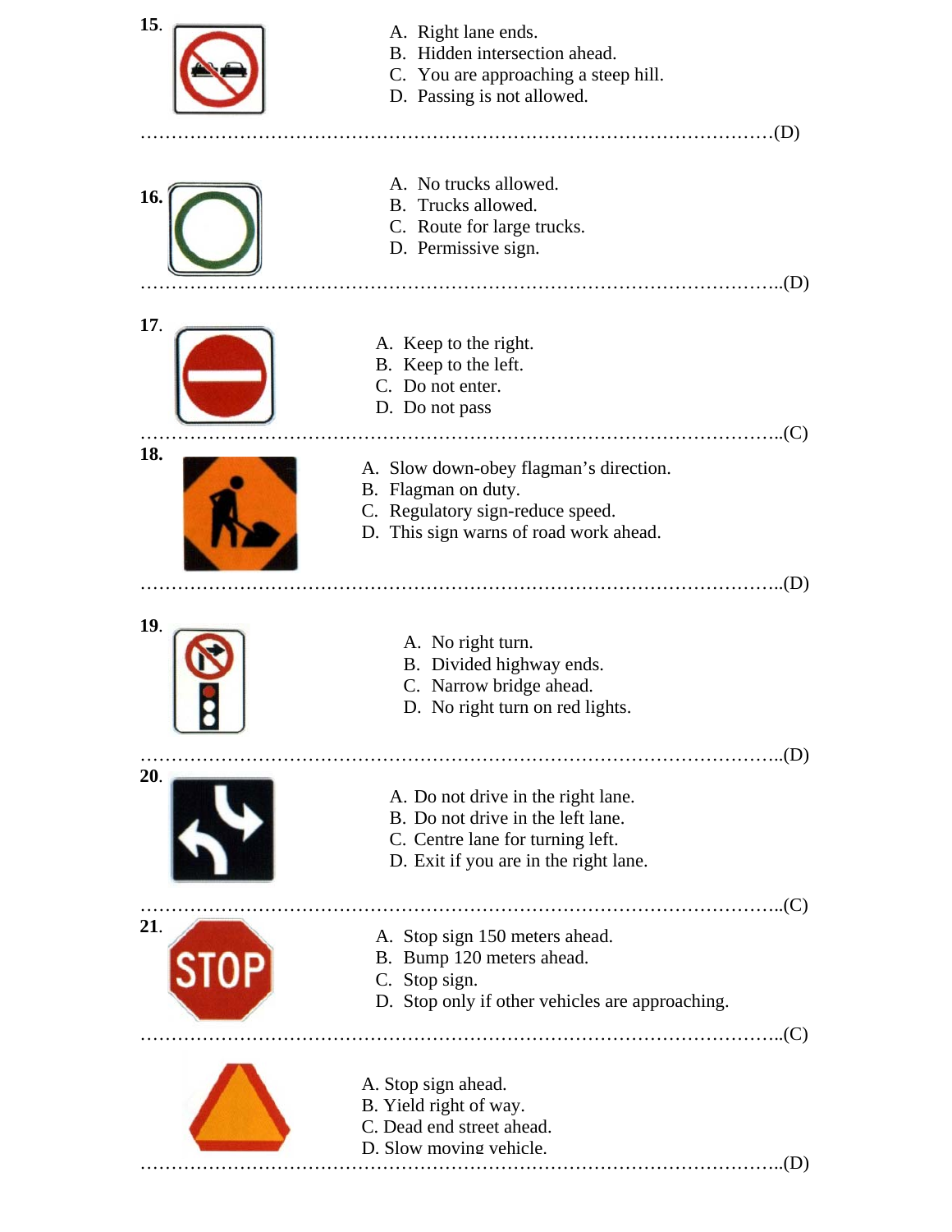**15.**

A. Right lane ends.
B. Hidden intersection ahead.
C. You are approaching a steep hill.
D. Passing is not allowed.

……………………………………………………………………………………………(D)

**16.**

A. No trucks allowed.
B. Trucks allowed.
C. Route for large trucks.
D. Permissive sign.

……………………………………………………………………………………………..(D)

**17.**

A. Keep to the right.
B. Keep to the left.
C. Do not enter.
D. Do not pass

……………………………………………………………………………………………..(C)

**18.**

A. Slow down-obey flagman's direction.
B. Flagman on duty.
C. Regulatory sign-reduce speed.
D. This sign warns of road work ahead.

……………………………………………………………………………………………..(D)

**19.**

A. No right turn.
B. Divided highway ends.
C. Narrow bridge ahead.
D. No right turn on red lights.

……………………………………………………………………………………………..(D)

**20.**

A. Do not drive in the right lane.
B. Do not drive in the left lane.
C. Centre lane for turning left.
D. Exit if you are in the right lane.

……………………………………………………………………………………………..(C)

**21.**

A. Stop sign 150 meters ahead.
B. Bump 120 meters ahead.
C. Stop sign.
D. Stop only if other vehicles are approaching.

……………………………………………………………………………………………..(C)

A. Stop sign ahead.
B. Yield right of way.
C. Dead end street ahead.
D. Slow moving vehicle.

……………………………………………………………………………………………..(D)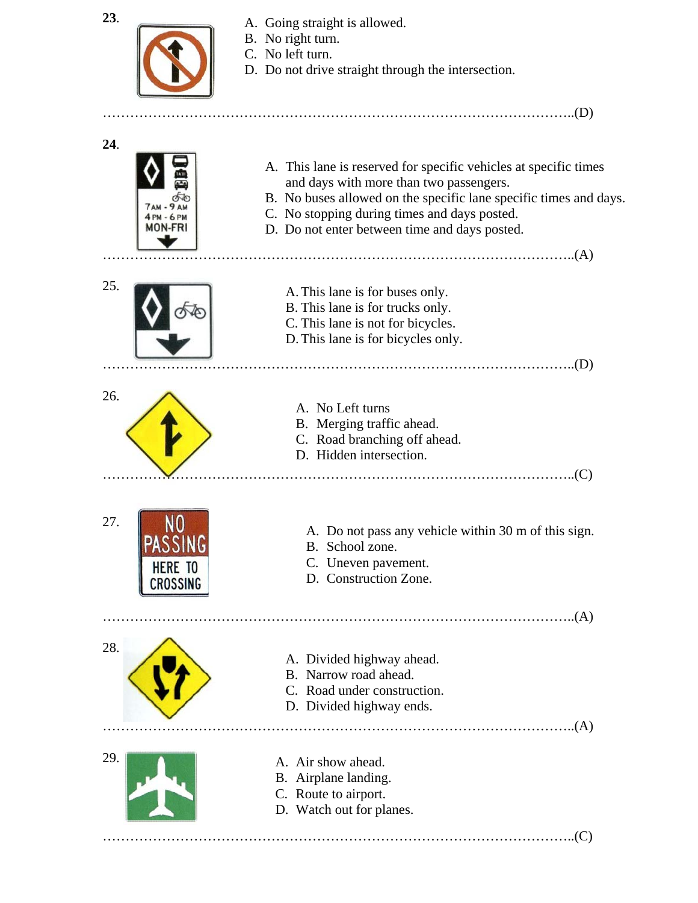23.

A. Going straight is allowed.
B. No right turn.
C. No left turn.
D. Do not drive straight through the intersection.

…………………………………………………………………………………………..(D)

24.

A. This lane is reserved for specific vehicles at specific times and days with more than two passengers.
B. No buses allowed on the specific lane specific times and days.
C. No stopping during times and days posted.
D. Do not enter between time and days posted.

…………………………………………………………………………………………..(A)

25.

A. This lane is for buses only.
B. This lane is for trucks only.
C. This lane is not for bicycles.
D. This lane is for bicycles only.

…………………………………………………………………………………………..(D)

26.

A. No Left turns
B. Merging traffic ahead.
C. Road branching off ahead.
D. Hidden intersection.

…………………………………………………………………………………………..(C)

27.

A. Do not pass any vehicle within 30 m of this sign.
B. School zone.
C. Uneven pavement.
D. Construction Zone.

…………………………………………………………………………………………..(A)

28.

A. Divided highway ahead.
B. Narrow road ahead.
C. Road under construction.
D. Divided highway ends.

…………………………………………………………………………………………..(A)

29.

A. Air show ahead.
B. Airplane landing.
C. Route to airport.
D. Watch out for planes.

…………………………………………………………………………………………..(C)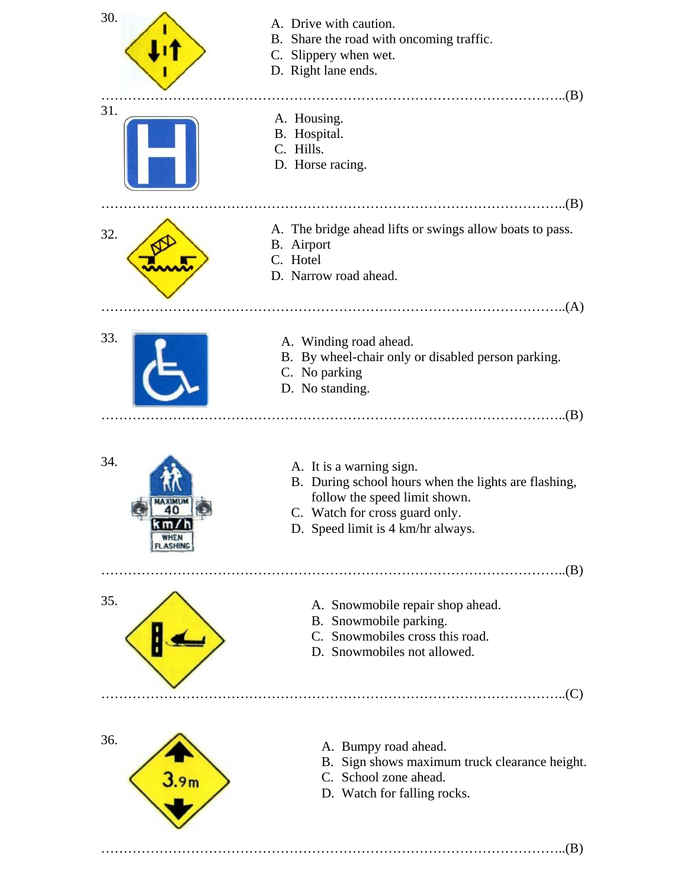30.

A. Drive with caution.
B. Share the road with oncoming traffic.
C. Slippery when wet.
D. Right lane ends.

……………………………………………………………………………………………..(B)

31.

A. Housing.
B. Hospital.
C. Hills.
D. Horse racing.

……………………………………………………………………………………………..(B)

32.

A. The bridge ahead lifts or swings allow boats to pass.
B. Airport
C. Hotel
D. Narrow road ahead.

……………………………………………………………………………………………..(A)

33.

A. Winding road ahead.
B. By wheel-chair only or disabled person parking.
C. No parking
D. No standing.

……………………………………………………………………………………………..(B)

34.

A. It is a warning sign.
B. During school hours when the lights are flashing, follow the speed limit shown.
C. Watch for cross guard only.
D. Speed limit is 4 km/hr always.

……………………………………………………………………………………………..(B)

35.

A. Snowmobile repair shop ahead.
B. Snowmobile parking.
C. Snowmobiles cross this road.
D. Snowmobiles not allowed.

……………………………………………………………………………………………..(C)

36.

A. Bumpy road ahead.
B. Sign shows maximum truck clearance height.
C. School zone ahead.
D. Watch for falling rocks.

……………………………………………………………………………………………..(B)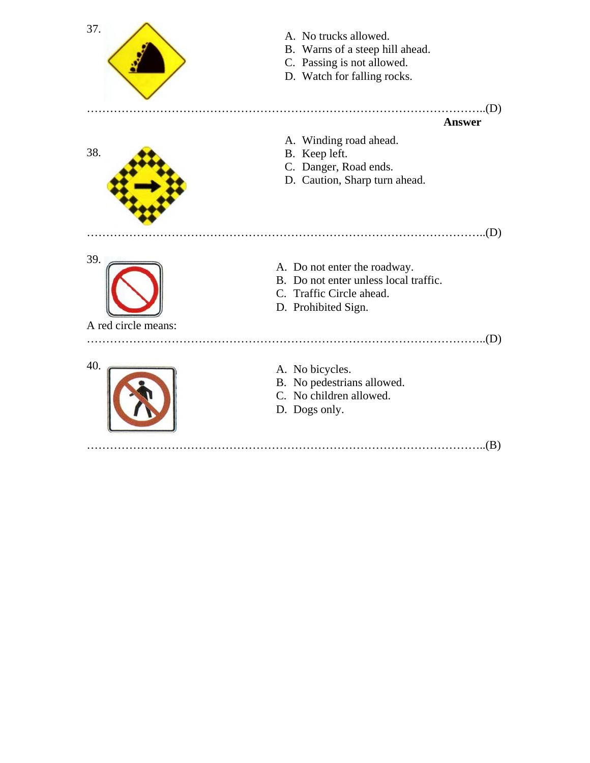37.

A. No trucks allowed.
B. Warns of a steep hill ahead.
C. Passing is not allowed.
D. Watch for falling rocks.

…………………………………………………………………………………………..(D)

**Answer**

38.

A. Winding road ahead.
B. Keep left.
C. Danger, Road ends.
D. Caution, Sharp turn ahead.

…………………………………………………………………………………………..(D)

39.

A. Do not enter the roadway.
B. Do not enter unless local traffic.
C. Traffic Circle ahead.
D. Prohibited Sign.

A red circle means:

…………………………………………………………………………………………..(D)

40.

A. No bicycles.
B. No pedestrians allowed.
C. No children allowed.
D. Dogs only.

…………………………………………………………………………………………..(B)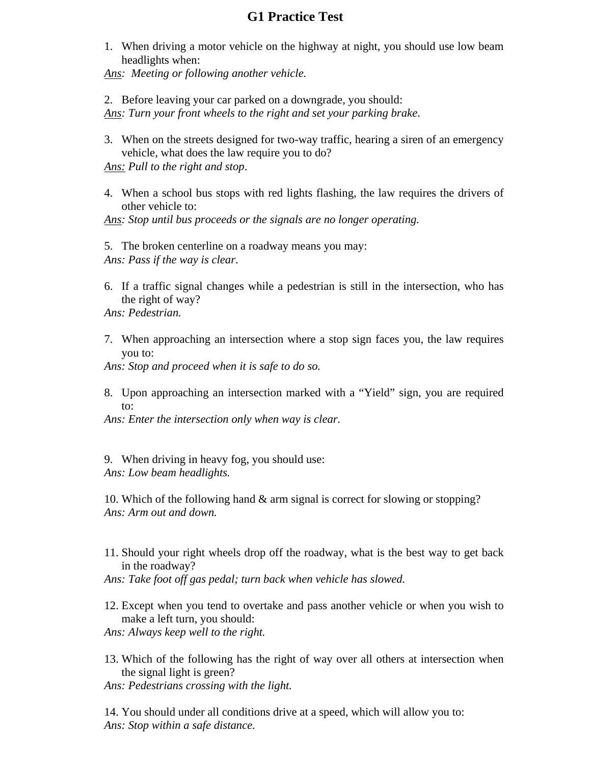# G1 Practice Test

1. When driving a motor vehicle on the highway at night, you should use low beam headlights when:

*Ans: Meeting or following another vehicle.*

2. Before leaving your car parked on a downgrade, you should:

*Ans: Turn your front wheels to the right and set your parking brake.*

3. When on the streets designed for two-way traffic, hearing a siren of an emergency vehicle, what does the law require you to do?

*Ans: Pull to the right and stop.*

4. When a school bus stops with red lights flashing, the law requires the drivers of other vehicle to:

*Ans: Stop until bus proceeds or the signals are no longer operating.*

5. The broken centerline on a roadway means you may:

*Ans: Pass if the way is clear.*

6. If a traffic signal changes while a pedestrian is still in the intersection, who has the right of way?

*Ans: Pedestrian.*

7. When approaching an intersection where a stop sign faces you, the law requires you to:

*Ans: Stop and proceed when it is safe to do so.*

8. Upon approaching an intersection marked with a "Yield" sign, you are required to:

*Ans: Enter the intersection only when way is clear.*

9. When driving in heavy fog, you should use:

*Ans: Low beam headlights.*

10. Which of the following hand & arm signal is correct for slowing or stopping?

*Ans: Arm out and down.*

11. Should your right wheels drop off the roadway, what is the best way to get back in the roadway?

*Ans: Take foot off gas pedal; turn back when vehicle has slowed.*

12. Except when you tend to overtake and pass another vehicle or when you wish to make a left turn, you should:

*Ans: Always keep well to the right.*

13. Which of the following has the right of way over all others at intersection when the signal light is green?

*Ans: Pedestrians crossing with the light.*

14. You should under all conditions drive at a speed, which will allow you to:

*Ans: Stop within a safe distance.*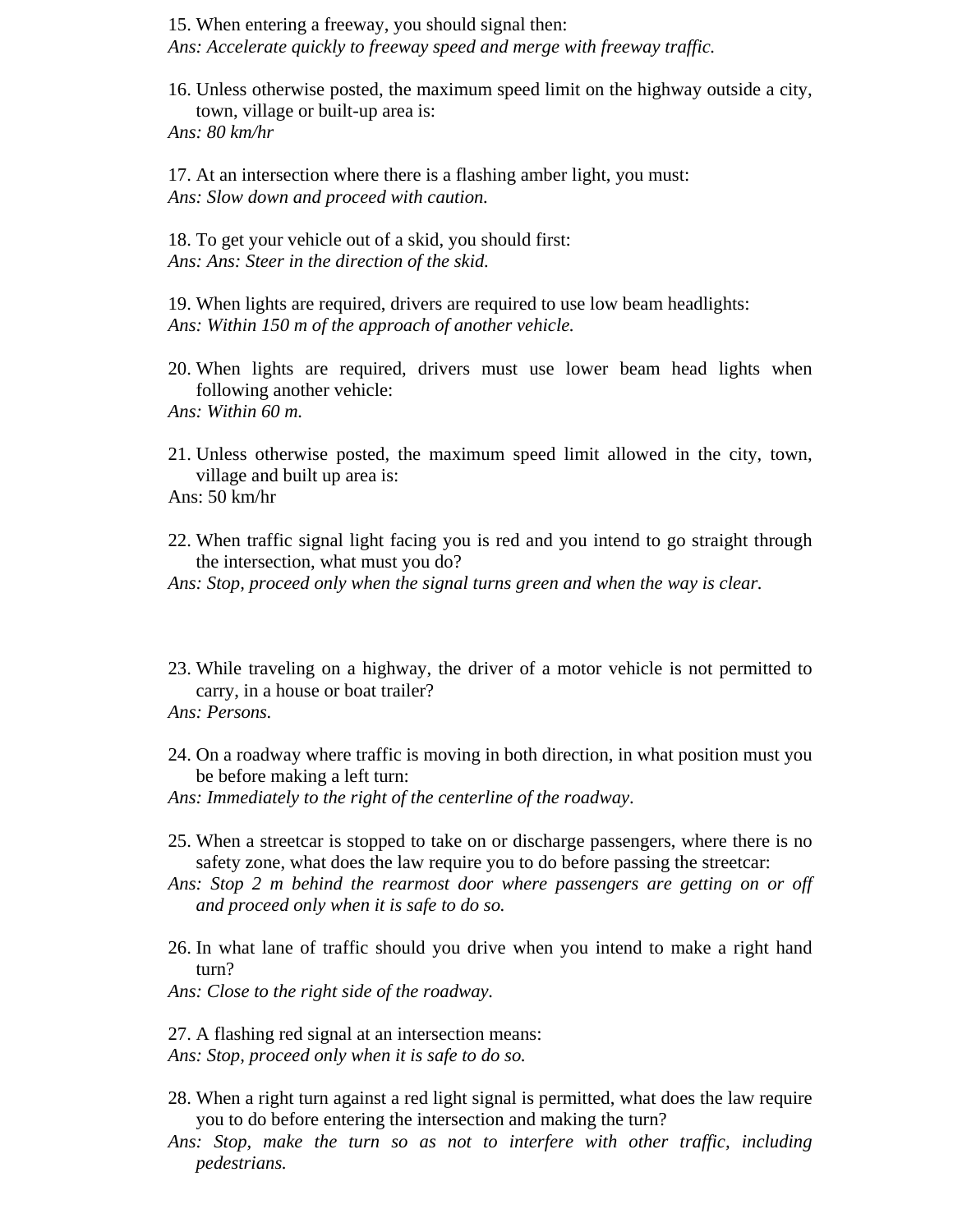15. When entering a freeway, you should signal then:
*Ans: Accelerate quickly to freeway speed and merge with freeway traffic.*

16. Unless otherwise posted, the maximum speed limit on the highway outside a city, town, village or built-up area is:
*Ans: 80 km/hr*

17. At an intersection where there is a flashing amber light, you must:
*Ans: Slow down and proceed with caution.*

18. To get your vehicle out of a skid, you should first:
*Ans: Ans: Steer in the direction of the skid.*

19. When lights are required, drivers are required to use low beam headlights:
*Ans: Within 150 m of the approach of another vehicle.*

20. When lights are required, drivers must use lower beam head lights when following another vehicle:
*Ans: Within 60 m.*

21. Unless otherwise posted, the maximum speed limit allowed in the city, town, village and built up area is:
Ans: 50 km/hr

22. When traffic signal light facing you is red and you intend to go straight through the intersection, what must you do?
*Ans: Stop, proceed only when the signal turns green and when the way is clear.*

23. While traveling on a highway, the driver of a motor vehicle is not permitted to carry, in a house or boat trailer?
*Ans: Persons.*

24. On a roadway where traffic is moving in both direction, in what position must you be before making a left turn:
*Ans: Immediately to the right of the centerline of the roadway*.

25. When a streetcar is stopped to take on or discharge passengers, where there is no safety zone, what does the law require you to do before passing the streetcar:
*Ans: Stop 2 m behind the rearmost door where passengers are getting on or off and proceed only when it is safe to do so.*

26. In what lane of traffic should you drive when you intend to make a right hand turn?
*Ans: Close to the right side of the roadway.*

27. A flashing red signal at an intersection means:
*Ans: Stop, proceed only when it is safe to do so.*

28. When a right turn against a red light signal is permitted, what does the law require you to do before entering the intersection and making the turn?
*Ans: Stop, make the turn so as not to interfere with other traffic, including pedestrians.*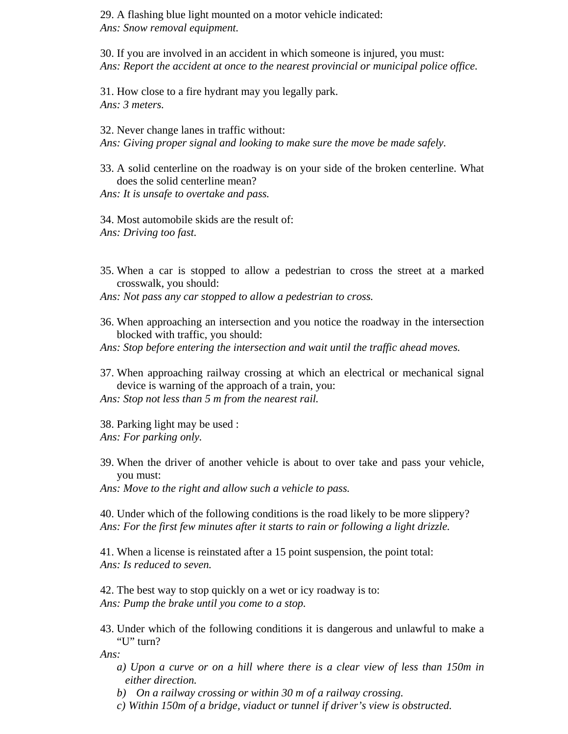29. A flashing blue light mounted on a motor vehicle indicated:
*Ans: Snow removal equipment.*

30. If you are involved in an accident in which someone is injured, you must:
*Ans: Report the accident at once to the nearest provincial or municipal police office.*

31. How close to a fire hydrant may you legally park.
*Ans: 3 meters.*

32. Never change lanes in traffic without:
*Ans: Giving proper signal and looking to make sure the move be made safely.*

33. A solid centerline on the roadway is on your side of the broken centerline. What does the solid centerline mean?
*Ans: It is unsafe to overtake and pass.*

34. Most automobile skids are the result of:
*Ans: Driving too fast.*

35. When a car is stopped to allow a pedestrian to cross the street at a marked crosswalk, you should:
*Ans: Not pass any car stopped to allow a pedestrian to cross.*

36. When approaching an intersection and you notice the roadway in the intersection blocked with traffic, you should:
*Ans: Stop before entering the intersection and wait until the traffic ahead moves.*

37. When approaching railway crossing at which an electrical or mechanical signal device is warning of the approach of a train, you:
*Ans: Stop not less than 5 m from the nearest rail.*

38. Parking light may be used :
*Ans: For parking only.*

39. When the driver of another vehicle is about to over take and pass your vehicle, you must:
*Ans: Move to the right and allow such a vehicle to pass.*

40. Under which of the following conditions is the road likely to be more slippery?
*Ans: For the first few minutes after it starts to rain or following a light drizzle.*

41. When a license is reinstated after a 15 point suspension, the point total:
*Ans: Is reduced to seven.*

42. The best way to stop quickly on a wet or icy roadway is to:
*Ans: Pump the brake until you come to a stop.*

43. Under which of the following conditions it is dangerous and unlawful to make a "U" turn?
*Ans:*
   *a) Upon a curve or on a hill where there is a clear view of less than 150m in either direction.*
   *b) On a railway crossing or within 30 m of a railway crossing.*
   *c) Within 150m of a bridge, viaduct or tunnel if driver's view is obstructed.*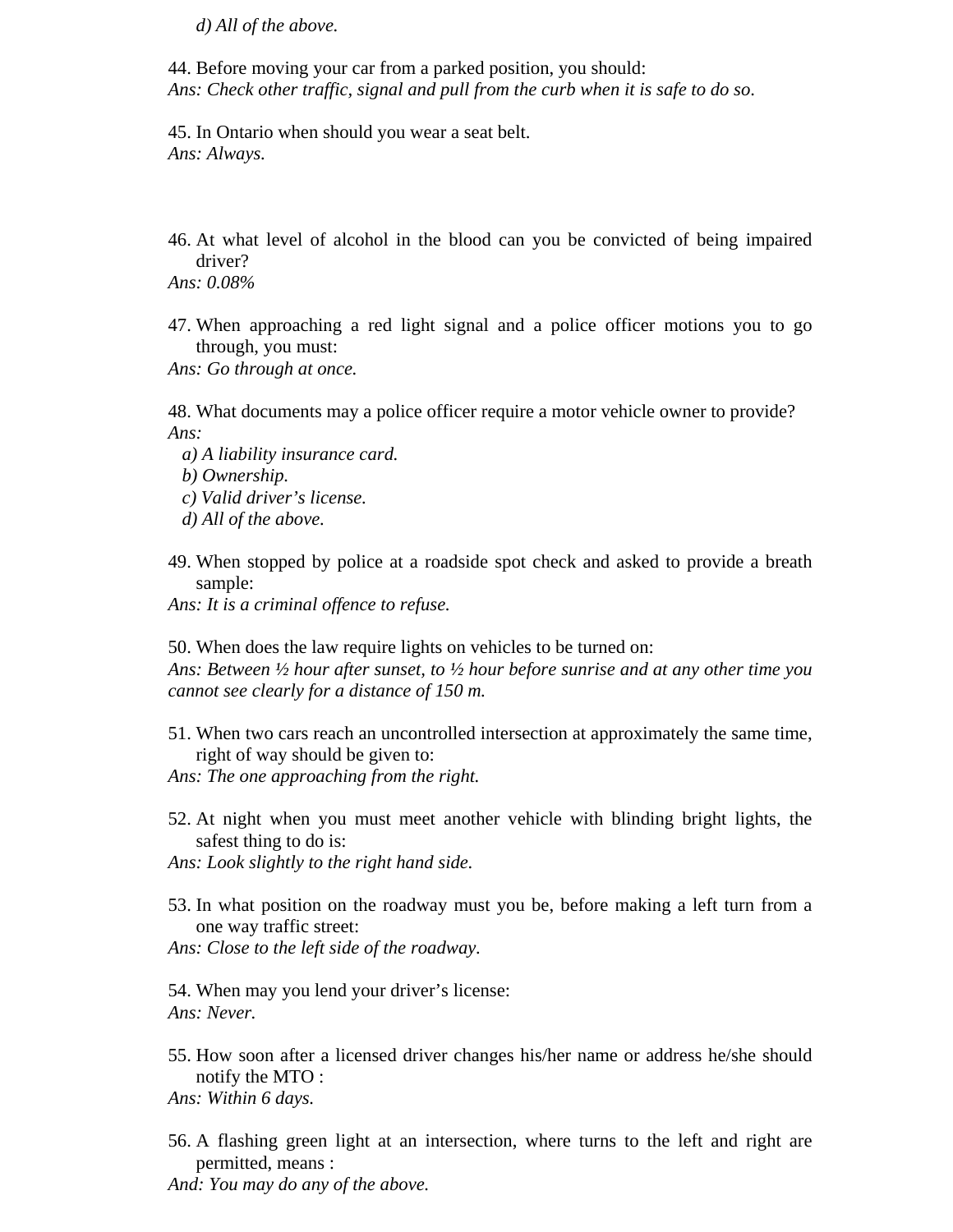*d) All of the above.*

44. Before moving your car from a parked position, you should:
*Ans: Check other traffic, signal and pull from the curb when it is safe to do so.*

45. In Ontario when should you wear a seat belt.
*Ans: Always.*

46. At what level of alcohol in the blood can you be convicted of being impaired driver?
*Ans: 0.08%*

47. When approaching a red light signal and a police officer motions you to go through, you must:
*Ans: Go through at once.*

48. What documents may a police officer require a motor vehicle owner to provide?
*Ans:*
*a) A liability insurance card.*
*b) Ownership.*
*c) Valid driver's license.*
*d) All of the above.*

49. When stopped by police at a roadside spot check and asked to provide a breath sample:
*Ans: It is a criminal offence to refuse.*

50. When does the law require lights on vehicles to be turned on:
*Ans: Between ½ hour after sunset, to ½ hour before sunrise and at any other time you cannot see clearly for a distance of 150 m.*

51. When two cars reach an uncontrolled intersection at approximately the same time, right of way should be given to:
*Ans: The one approaching from the right.*

52. At night when you must meet another vehicle with blinding bright lights, the safest thing to do is:
*Ans: Look slightly to the right hand side.*

53. In what position on the roadway must you be, before making a left turn from a one way traffic street:
*Ans: Close to the left side of the roadway.*

54. When may you lend your driver's license:
*Ans: Never.*

55. How soon after a licensed driver changes his/her name or address he/she should notify the MTO :
*Ans: Within 6 days.*

56. A flashing green light at an intersection, where turns to the left and right are permitted, means :
*And: You may do any of the above.*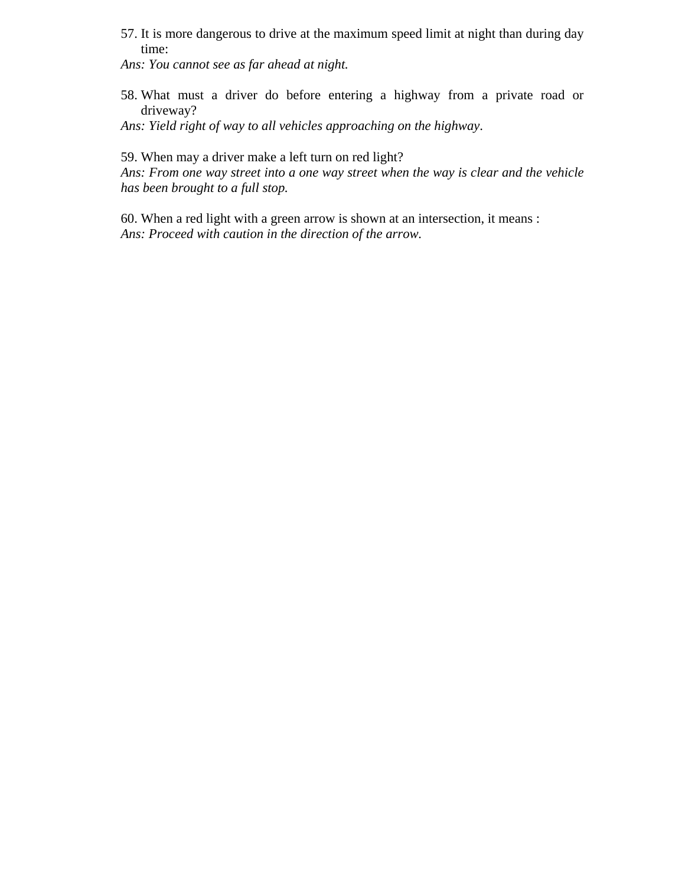57. It is more dangerous to drive at the maximum speed limit at night than during day time:

*Ans: You cannot see as far ahead at night.*

58. What must a driver do before entering a highway from a private road or driveway?

*Ans: Yield right of way to all vehicles approaching on the highway*.

59. When may a driver make a left turn on red light?

*Ans: From one way street into a one way street when the way is clear and the vehicle has been brought to a full stop.*

60. When a red light with a green arrow is shown at an intersection, it means :

*Ans: Proceed with caution in the direction of the arrow.*